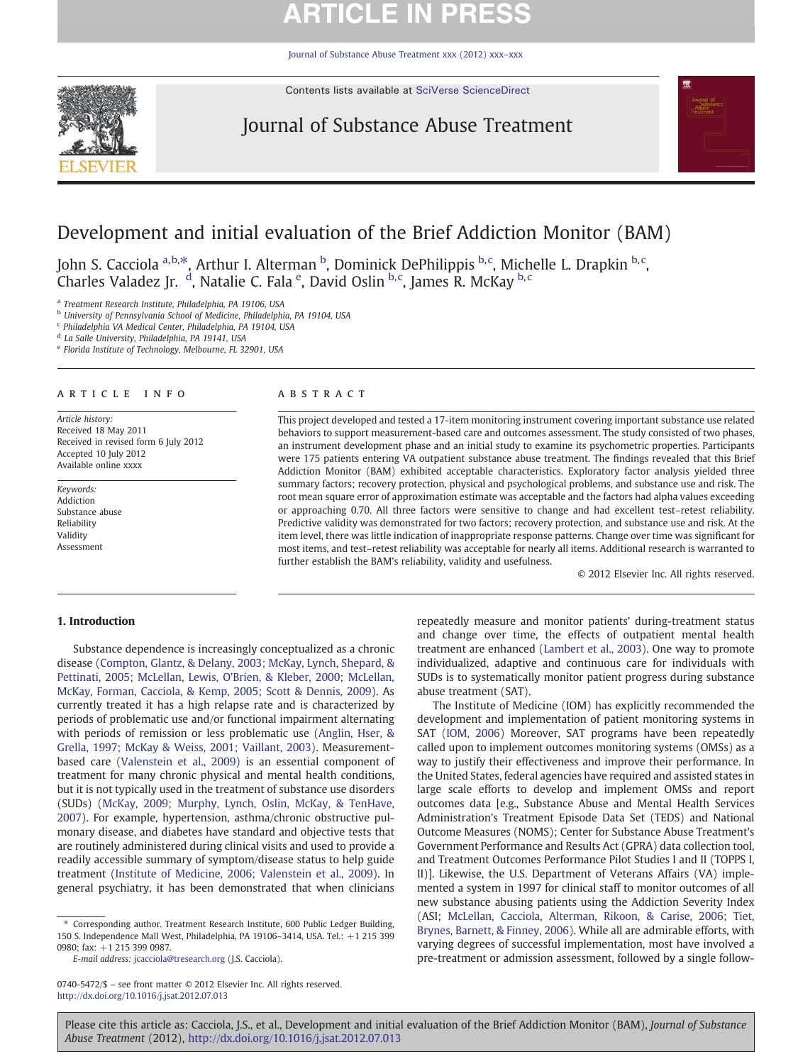# Development and initial evaluation of the Brief Addiction Monitor (BAM)

John S. Cacciola [a,b,*], Arthur I. Alterman [b], Dominick DePhilippis [b,c], Michelle L. Drapkin [b,c], Charles Valadez Jr. [d], Natalie C. Fala [e], David Oslin [b,c], James R. McKay [b,c]

[a] Treatment Research Institute, Philadelphia, PA 19106, USA
[b] University of Pennsylvania School of Medicine, Philadelphia, PA 19104, USA
[c] Philadelphia VA Medical Center, Philadelphia, PA 19104, USA
[d] La Salle University, Philadelphia, PA 19141, USA
[e] Florida Institute of Technology, Melbourne, FL 32901, USA

## ARTICLE INFO

*Article history:*
Received 18 May 2011
Received in revised form 6 July 2012
Accepted 10 July 2012
Available online xxxx

*Keywords:*
Addiction
Substance abuse
Reliability
Validity
Assessment

## ABSTRACT

This project developed and tested a 17-item monitoring instrument covering important substance use related behaviors to support measurement-based care and outcomes assessment. The study consisted of two phases, an instrument development phase and an initial study to examine its psychometric properties. Participants were 175 patients entering VA outpatient substance abuse treatment. The findings revealed that this Brief Addiction Monitor (BAM) exhibited acceptable characteristics. Exploratory factor analysis yielded three summary factors; recovery protection, physical and psychological problems, and substance use and risk. The root mean square error of approximation estimate was acceptable and the factors had alpha values exceeding or approaching 0.70. All three factors were sensitive to change and had excellent test–retest reliability. Predictive validity was demonstrated for two factors; recovery protection, and substance use and risk. At the item level, there was little indication of inappropriate response patterns. Change over time was significant for most items, and test–retest reliability was acceptable for nearly all items. Additional research is warranted to further establish the BAM's reliability, validity and usefulness.

© 2012 Elsevier Inc. All rights reserved.

## 1. Introduction

Substance dependence is increasingly conceptualized as a chronic disease (Compton, Glantz, & Delany, 2003; McKay, Lynch, Shepard, & Pettinati, 2005; McLellan, Lewis, O'Brien, & Kleber, 2000; McLellan, McKay, Forman, Cacciola, & Kemp, 2005; Scott & Dennis, 2009). As currently treated it has a high relapse rate and is characterized by periods of problematic use and/or functional impairment alternating with periods of remission or less problematic use (Anglin, Hser, & Grella, 1997; McKay & Weiss, 2001; Vaillant, 2003). Measurement-based care (Valenstein et al., 2009) is an essential component of treatment for many chronic physical and mental health conditions, but it is not typically used in the treatment of substance use disorders (SUDs) (McKay, 2009; Murphy, Lynch, Oslin, McKay, & TenHave, 2007). For example, hypertension, asthma/chronic obstructive pulmonary disease, and diabetes have standard and objective tests that are routinely administered during clinical visits and used to provide a readily accessible summary of symptom/disease status to help guide treatment (Institute of Medicine, 2006; Valenstein et al., 2009). In general psychiatry, it has been demonstrated that when clinicians repeatedly measure and monitor patients' during-treatment status and change over time, the effects of outpatient mental health treatment are enhanced (Lambert et al., 2003). One way to promote individualized, adaptive and continuous care for individuals with SUDs is to systematically monitor patient progress during substance abuse treatment (SAT).

The Institute of Medicine (IOM) has explicitly recommended the development and implementation of patient monitoring systems in SAT (IOM, 2006) Moreover, SAT programs have been repeatedly called upon to implement outcomes monitoring systems (OMSs) as a way to justify their effectiveness and improve their performance. In the United States, federal agencies have required and assisted states in large scale efforts to develop and implement OMSs and report outcomes data [e.g., Substance Abuse and Mental Health Services Administration's Treatment Episode Data Set (TEDS) and National Outcome Measures (NOMS); Center for Substance Abuse Treatment's Government Performance and Results Act (GPRA) data collection tool, and Treatment Outcomes Performance Pilot Studies I and II (TOPPS I, II)]. Likewise, the U.S. Department of Veterans Affairs (VA) implemented a system in 1997 for clinical staff to monitor outcomes of all new substance abusing patients using the Addiction Severity Index (ASI; McLellan, Cacciola, Alterman, Rikoon, & Carise, 2006; Tiet, Brynes, Barnett, & Finney, 2006). While all are admirable efforts, with varying degrees of successful implementation, most have involved a pre-treatment or admission assessment, followed by a single follow-

* Corresponding author. Treatment Research Institute, 600 Public Ledger Building, 150 S. Independence Mall West, Philadelphia, PA 19106–3414, USA. Tel.: +1 215 399 0980; fax: +1 215 399 0987.
*E-mail address:* jcacciola@tresearch.org (J.S. Cacciola).

0740-5472/$ – see front matter © 2012 Elsevier Inc. All rights reserved.
http://dx.doi.org/10.1016/j.jsat.2012.07.013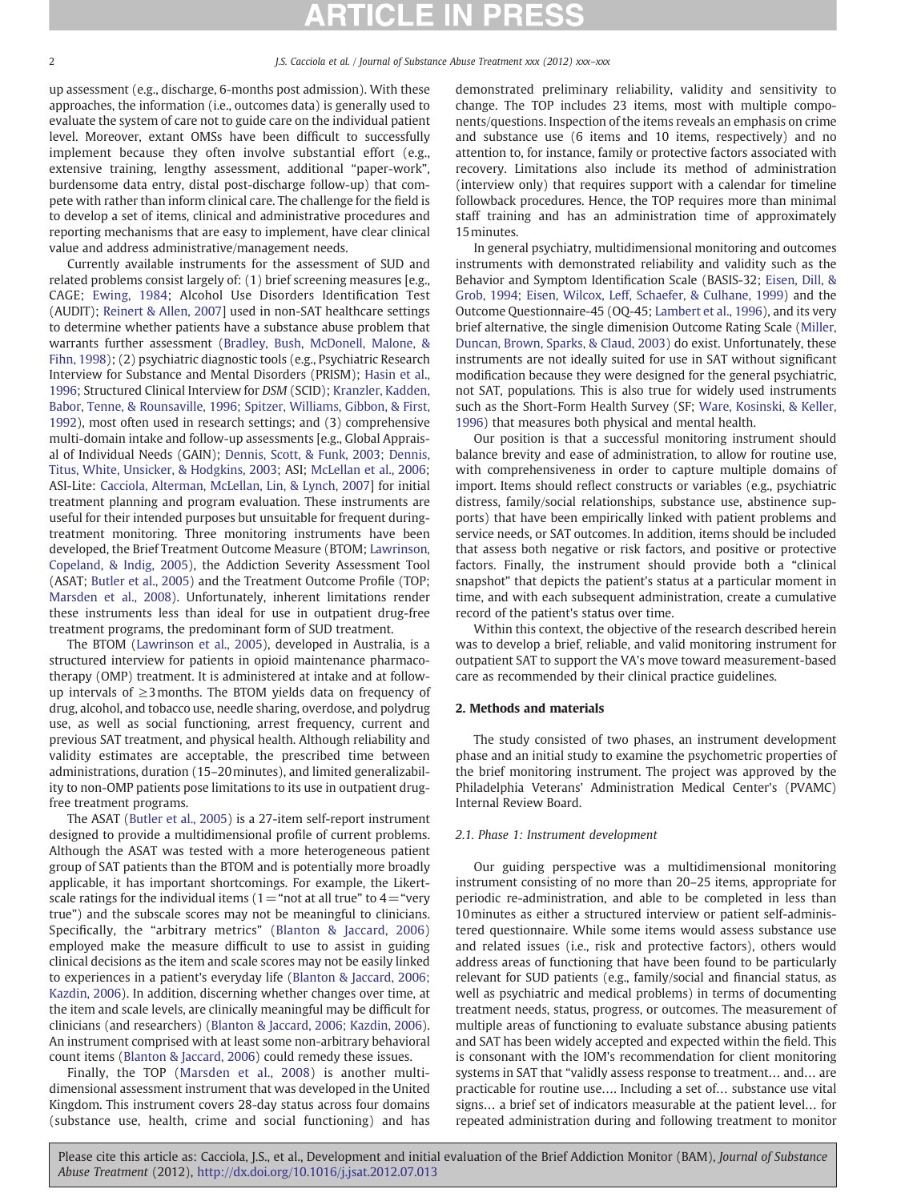up assessment (e.g., discharge, 6-months post admission). With these approaches, the information (i.e., outcomes data) is generally used to evaluate the system of care not to guide care on the individual patient level. Moreover, extant OMSs have been difficult to successfully implement because they often involve substantial effort (e.g., extensive training, lengthy assessment, additional "paper-work", burdensome data entry, distal post-discharge follow-up) that compete with rather than inform clinical care. The challenge for the field is to develop a set of items, clinical and administrative procedures and reporting mechanisms that are easy to implement, have clear clinical value and address administrative/management needs.

Currently available instruments for the assessment of SUD and related problems consist largely of: (1) brief screening measures [e.g., CAGE; Ewing, 1984; Alcohol Use Disorders Identification Test (AUDIT); Reinert & Allen, 2007] used in non-SAT healthcare settings to determine whether patients have a substance abuse problem that warrants further assessment (Bradley, Bush, McDonell, Malone, & Fihn, 1998); (2) psychiatric diagnostic tools (e.g., Psychiatric Research Interview for Substance and Mental Disorders (PRISM); Hasin et al., 1996; Structured Clinical Interview for *DSM* (SCID); Kranzler, Kadden, Babor, Tenne, & Rounsaville, 1996; Spitzer, Williams, Gibbon, & First, 1992), most often used in research settings; and (3) comprehensive multi-domain intake and follow-up assessments [e.g., Global Appraisal of Individual Needs (GAIN); Dennis, Scott, & Funk, 2003; Dennis, Titus, White, Unsicker, & Hodgkins, 2003; ASI; McLellan et al., 2006; ASI-Lite: Cacciola, Alterman, McLellan, Lin, & Lynch, 2007] for initial treatment planning and program evaluation. These instruments are useful for their intended purposes but unsuitable for frequent during-treatment monitoring. Three monitoring instruments have been developed, the Brief Treatment Outcome Measure (BTOM; Lawrinson, Copeland, & Indig, 2005), the Addiction Severity Assessment Tool (ASAT; Butler et al., 2005) and the Treatment Outcome Profile (TOP; Marsden et al., 2008). Unfortunately, inherent limitations render these instruments less than ideal for use in outpatient drug-free treatment programs, the predominant form of SUD treatment.

The BTOM (Lawrinson et al., 2005), developed in Australia, is a structured interview for patients in opioid maintenance pharmacotherapy (OMP) treatment. It is administered at intake and at follow-up intervals of ≥3 months. The BTOM yields data on frequency of drug, alcohol, and tobacco use, needle sharing, overdose, and polydrug use, as well as social functioning, arrest frequency, current and previous SAT treatment, and physical health. Although reliability and validity estimates are acceptable, the prescribed time between administrations, duration (15–20 minutes), and limited generalizability to non-OMP patients pose limitations to its use in outpatient drug-free treatment programs.

The ASAT (Butler et al., 2005) is a 27-item self-report instrument designed to provide a multidimensional profile of current problems. Although the ASAT was tested with a more heterogeneous patient group of SAT patients than the BTOM and is potentially more broadly applicable, it has important shortcomings. For example, the Likert-scale ratings for the individual items (1 = "not at all true" to 4 = "very true") and the subscale scores may not be meaningful to clinicians. Specifically, the "arbitrary metrics" (Blanton & Jaccard, 2006) employed make the measure difficult to use to assist in guiding clinical decisions as the item and scale scores may not be easily linked to experiences in a patient's everyday life (Blanton & Jaccard, 2006; Kazdin, 2006). In addition, discerning whether changes over time, at the item and scale levels, are clinically meaningful may be difficult for clinicians (and researchers) (Blanton & Jaccard, 2006; Kazdin, 2006). An instrument comprised with at least some non-arbitrary behavioral count items (Blanton & Jaccard, 2006) could remedy these issues.

Finally, the TOP (Marsden et al., 2008) is another multidimensional assessment instrument that was developed in the United Kingdom. This instrument covers 28-day status across four domains (substance use, health, crime and social functioning) and has demonstrated preliminary reliability, validity and sensitivity to change. The TOP includes 23 items, most with multiple components/questions. Inspection of the items reveals an emphasis on crime and substance use (6 items and 10 items, respectively) and no attention to, for instance, family or protective factors associated with recovery. Limitations also include its method of administration (interview only) that requires support with a calendar for timeline followback procedures. Hence, the TOP requires more than minimal staff training and has an administration time of approximately 15 minutes.

In general psychiatry, multidimensional monitoring and outcomes instruments with demonstrated reliability and validity such as the Behavior and Symptom Identification Scale (BASIS-32; Eisen, Dill, & Grob, 1994; Eisen, Wilcox, Leff, Schaefer, & Culhane, 1999) and the Outcome Questionnaire-45 (OQ-45; Lambert et al., 1996), and its very brief alternative, the single dimension Outcome Rating Scale (Miller, Duncan, Brown, Sparks, & Claud, 2003) do exist. Unfortunately, these instruments are not ideally suited for use in SAT without significant modification because they were designed for the general psychiatric, not SAT, populations. This is also true for widely used instruments such as the Short-Form Health Survey (SF; Ware, Kosinski, & Keller, 1996) that measures both physical and mental health.

Our position is that a successful monitoring instrument should balance brevity and ease of administration, to allow for routine use, with comprehensiveness in order to capture multiple domains of import. Items should reflect constructs or variables (e.g., psychiatric distress, family/social relationships, substance use, abstinence supports) that have been empirically linked with patient problems and service needs, or SAT outcomes. In addition, items should be included that assess both negative or risk factors, and positive or protective factors. Finally, the instrument should provide both a "clinical snapshot" that depicts the patient's status at a particular moment in time, and with each subsequent administration, create a cumulative record of the patient's status over time.

Within this context, the objective of the research described herein was to develop a brief, reliable, and valid monitoring instrument for outpatient SAT to support the VA's move toward measurement-based care as recommended by their clinical practice guidelines.

## 2. Methods and materials

The study consisted of two phases, an instrument development phase and an initial study to examine the psychometric properties of the brief monitoring instrument. The project was approved by the Philadelphia Veterans' Administration Medical Center's (PVAMC) Internal Review Board.

### 2.1. Phase 1: Instrument development

Our guiding perspective was a multidimensional monitoring instrument consisting of no more than 20–25 items, appropriate for periodic re-administration, and able to be completed in less than 10 minutes as either a structured interview or patient self-administered questionnaire. While some items would assess substance use and related issues (i.e., risk and protective factors), others would address areas of functioning that have been found to be particularly relevant for SUD patients (e.g., family/social and financial status, as well as psychiatric and medical problems) in terms of documenting treatment needs, status, progress, or outcomes. The measurement of multiple areas of functioning to evaluate substance abusing patients and SAT has been widely accepted and expected within the field. This is consonant with the IOM's recommendation for client monitoring systems in SAT that "validly assess response to treatment… and… are practicable for routine use…. Including a set of… substance use vital signs… a brief set of indicators measurable at the patient level… for repeated administration during and following treatment to monitor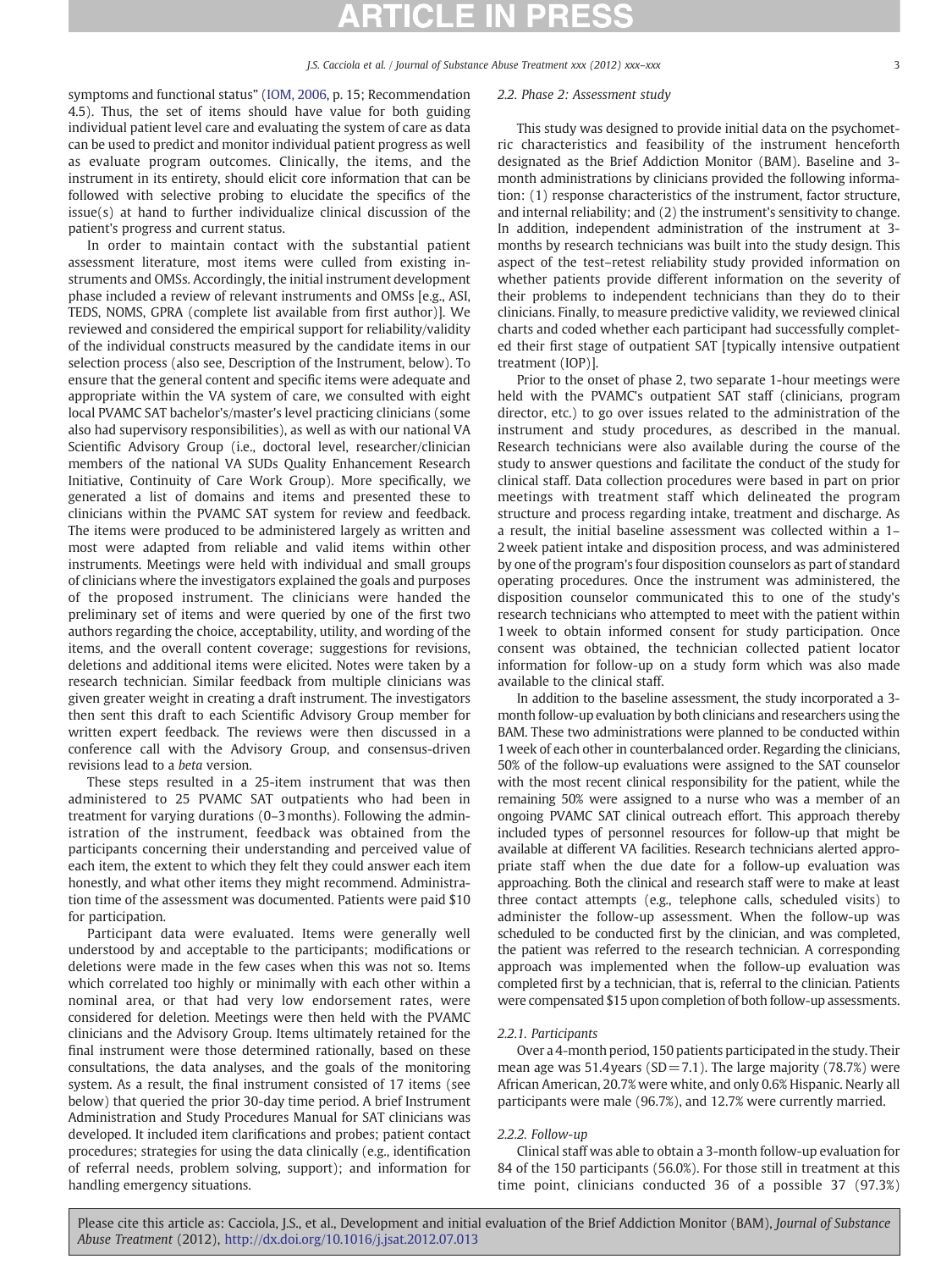symptoms and functional status" (IOM, 2006, p. 15; Recommendation 4.5). Thus, the set of items should have value for both guiding individual patient level care and evaluating the system of care as data can be used to predict and monitor individual patient progress as well as evaluate program outcomes. Clinically, the items, and the instrument in its entirety, should elicit core information that can be followed with selective probing to elucidate the specifics of the issue(s) at hand to further individualize clinical discussion of the patient's progress and current status.

In order to maintain contact with the substantial patient assessment literature, most items were culled from existing instruments and OMSs. Accordingly, the initial instrument development phase included a review of relevant instruments and OMSs [e.g., ASI, TEDS, NOMS, GPRA (complete list available from first author)]. We reviewed and considered the empirical support for reliability/validity of the individual constructs measured by the candidate items in our selection process (also see, Description of the Instrument, below). To ensure that the general content and specific items were adequate and appropriate within the VA system of care, we consulted with eight local PVAMC SAT bachelor's/master's level practicing clinicians (some also had supervisory responsibilities), as well as with our national VA Scientific Advisory Group (i.e., doctoral level, researcher/clinician members of the national VA SUDs Quality Enhancement Research Initiative, Continuity of Care Work Group). More specifically, we generated a list of domains and items and presented these to clinicians within the PVAMC SAT system for review and feedback. The items were produced to be administered largely as written and most were adapted from reliable and valid items within other instruments. Meetings were held with individual and small groups of clinicians where the investigators explained the goals and purposes of the proposed instrument. The clinicians were handed the preliminary set of items and were queried by one of the first two authors regarding the choice, acceptability, utility, and wording of the items, and the overall content coverage; suggestions for revisions, deletions and additional items were elicited. Notes were taken by a research technician. Similar feedback from multiple clinicians was given greater weight in creating a draft instrument. The investigators then sent this draft to each Scientific Advisory Group member for written expert feedback. The reviews were then discussed in a conference call with the Advisory Group, and consensus-driven revisions lead to a *beta* version.

These steps resulted in a 25-item instrument that was then administered to 25 PVAMC SAT outpatients who had been in treatment for varying durations (0–3 months). Following the administration of the instrument, feedback was obtained from the participants concerning their understanding and perceived value of each item, the extent to which they felt they could answer each item honestly, and what other items they might recommend. Administration time of the assessment was documented. Patients were paid $10 for participation.

Participant data were evaluated. Items were generally well understood by and acceptable to the participants; modifications or deletions were made in the few cases when this was not so. Items which correlated too highly or minimally with each other within a nominal area, or that had very low endorsement rates, were considered for deletion. Meetings were then held with the PVAMC clinicians and the Advisory Group. Items ultimately retained for the final instrument were those determined rationally, based on these consultations, the data analyses, and the goals of the monitoring system. As a result, the final instrument consisted of 17 items (see below) that queried the prior 30-day time period. A brief Instrument Administration and Study Procedures Manual for SAT clinicians was developed. It included item clarifications and probes; patient contact procedures; strategies for using the data clinically (e.g., identification of referral needs, problem solving, support); and information for handling emergency situations.

### 2.2. Phase 2: Assessment study

This study was designed to provide initial data on the psychometric characteristics and feasibility of the instrument henceforth designated as the Brief Addiction Monitor (BAM). Baseline and 3-month administrations by clinicians provided the following information: (1) response characteristics of the instrument, factor structure, and internal reliability; and (2) the instrument's sensitivity to change. In addition, independent administration of the instrument at 3-months by research technicians was built into the study design. This aspect of the test–retest reliability study provided information on whether patients provide different information on the severity of their problems to independent technicians than they do to their clinicians. Finally, to measure predictive validity, we reviewed clinical charts and coded whether each participant had successfully completed their first stage of outpatient SAT [typically intensive outpatient treatment (IOP)].

Prior to the onset of phase 2, two separate 1-hour meetings were held with the PVAMC's outpatient SAT staff (clinicians, program director, etc.) to go over issues related to the administration of the instrument and study procedures, as described in the manual. Research technicians were also available during the course of the study to answer questions and facilitate the conduct of the study for clinical staff. Data collection procedures were based in part on prior meetings with treatment staff which delineated the program structure and process regarding intake, treatment and discharge. As a result, the initial baseline assessment was collected within a 1–2 week patient intake and disposition process, and was administered by one of the program's four disposition counselors as part of standard operating procedures. Once the instrument was administered, the disposition counselor communicated this to one of the study's research technicians who attempted to meet with the patient within 1 week to obtain informed consent for study participation. Once consent was obtained, the technician collected patient locator information for follow-up on a study form which was also made available to the clinical staff.

In addition to the baseline assessment, the study incorporated a 3-month follow-up evaluation by both clinicians and researchers using the BAM. These two administrations were planned to be conducted within 1 week of each other in counterbalanced order. Regarding the clinicians, 50% of the follow-up evaluations were assigned to the SAT counselor with the most recent clinical responsibility for the patient, while the remaining 50% were assigned to a nurse who was a member of an ongoing PVAMC SAT clinical outreach effort. This approach thereby included types of personnel resources for follow-up that might be available at different VA facilities. Research technicians alerted appropriate staff when the due date for a follow-up evaluation was approaching. Both the clinical and research staff were to make at least three contact attempts (e.g., telephone calls, scheduled visits) to administer the follow-up assessment. When the follow-up was scheduled to be conducted first by the clinician, and was completed, the patient was referred to the research technician. A corresponding approach was implemented when the follow-up evaluation was completed first by a technician, that is, referral to the clinician. Patients were compensated $15 upon completion of both follow-up assessments.

#### 2.2.1. Participants

Over a 4-month period, 150 patients participated in the study. Their mean age was 51.4 years (SD = 7.1). The large majority (78.7%) were African American, 20.7% were white, and only 0.6% Hispanic. Nearly all participants were male (96.7%), and 12.7% were currently married.

#### 2.2.2. Follow-up

Clinical staff was able to obtain a 3-month follow-up evaluation for 84 of the 150 participants (56.0%). For those still in treatment at this time point, clinicians conducted 36 of a possible 37 (97.3%)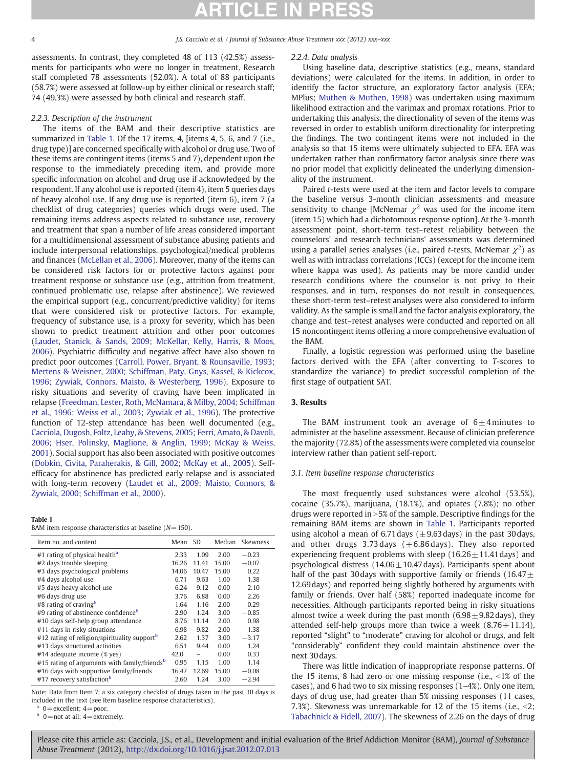assessments. In contrast, they completed 48 of 113 (42.5%) assessments for participants who were no longer in treatment. Research staff completed 78 assessments (52.0%). A total of 88 participants (58.7%) were assessed at follow-up by either clinical or research staff; 74 (49.3%) were assessed by both clinical and research staff.

### 2.2.3. Description of the instrument

The items of the BAM and their descriptive statistics are summarized in Table 1. Of the 17 items, 4, [items 4, 5, 6, and 7 (i.e., drug type)] are concerned specifically with alcohol or drug use. Two of these items are contingent items (items 5 and 7), dependent upon the response to the immediately preceding item, and provide more specific information on alcohol and drug use if acknowledged by the respondent. If any alcohol use is reported (item 4), item 5 queries days of heavy alcohol use. If any drug use is reported (item 6), item 7 (a checklist of drug categories) queries which drugs were used. The remaining items address aspects related to substance use, recovery and treatment that span a number of life areas considered important for a multidimensional assessment of substance abusing patients and include interpersonal relationships, psychological/medical problems and finances (McLellan et al., 2006). Moreover, many of the items can be considered risk factors for or protective factors against poor treatment response or substance use (e.g., attrition from treatment, continued problematic use, relapse after abstinence). We reviewed the empirical support (e.g., concurrent/predictive validity) for items that were considered risk or protective factors. For example, frequency of substance use, is a proxy for severity, which has been shown to predict treatment attrition and other poor outcomes (Laudet, Stanick, & Sands, 2009; McKellar, Kelly, Harris, & Moos, 2006). Psychiatric difficulty and negative affect have also shown to predict poor outcomes (Carroll, Power, Bryant, & Rounsaville, 1993; Mertens & Weisner, 2000; Schiffman, Paty, Gnys, Kassel, & Kickcox, 1996; Zywiak, Connors, Maisto, & Westerberg, 1996). Exposure to risky situations and severity of craving have been implicated in relapse (Freedman, Lester, Roth, McNamara, & Milby, 2004; Schiffman et al., 1996; Weiss et al., 2003; Zywiak et al., 1996). The protective function of 12-step attendance has been well documented (e.g., Cacciola, Dugosh, Foltz, Leahy, & Stevens, 2005; Ferri, Amato, & Davoli, 2006; Hser, Polinsky, Maglione, & Anglin, 1999; McKay & Weiss, 2001). Social support has also been associated with positive outcomes (Dobkin, Civita, Paraherakis, & Gill, 2002; McKay et al., 2005). Self-efficacy for abstinence has predicted early relapse and is associated with long-term recovery (Laudet et al., 2009; Maisto, Connors, & Zywiak, 2000; Schiffman et al., 2000).

**Table 1**
BAM item response characteristics at baseline ($N = 150$).

| Item no. and content | Mean | SD | Median | Skewness |
|---|---|---|---|---|
| #1 rating of physical health[a] | 2.33 | 1.09 | 2.00 | −0.23 |
| #2 days trouble sleeping | 16.26 | 11.41 | 15.00 | −0.07 |
| #3 days psychological problems | 14.06 | 10.47 | 15.00 | 0.22 |
| #4 days alcohol use | 6.71 | 9.63 | 1.00 | 1.38 |
| #5 days heavy alcohol use | 6.24 | 9.12 | 0.00 | 2.10 |
| #6 days drug use | 3.76 | 6.88 | 0.00 | 2.26 |
| #8 rating of craving[b] | 1.64 | 1.16 | 2.00 | 0.29 |
| #9 rating of abstinence confidence[b] | 2.90 | 1.24 | 3.00 | −0.85 |
| #10 days self-help group attendance | 8.76 | 11.14 | 2.00 | 0.98 |
| #11 days in risky situations | 6.98 | 9.82 | 2.00 | 1.38 |
| #12 rating of religion/spirituality support[b] | 2.62 | 1.37 | 3.00 | −3.17 |
| #13 days structured activities | 6.51 | 9.44 | 0.00 | 1.24 |
| #14 adequate income (% yes) | 42.0 | – | 0.00 | 0.33 |
| #15 rating of arguments with family/friends[b] | 0.95 | 1.15 | 1.00 | 1.14 |
| #16 days with supportive family/friends | 16.47 | 12.69 | 15.00 | −0.08 |
| #17 recovery satisfaction[b] | 2.60 | 1.24 | 3.00 | −2.94 |

Note: Data from Item 7, a six category checklist of drugs taken in the past 30 days is included in the text (see Item baseline response characteristics).
[a] 0 = excellent; 4 = poor.
[b] 0 = not at all; 4 = extremely.

### 2.2.4. Data analysis

Using baseline data, descriptive statistics (e.g., means, standard deviations) were calculated for the items. In addition, in order to identify the factor structure, an exploratory factor analysis (EFA; MPlus; Muthen & Muthen, 1998) was undertaken using maximum likelihood extraction and the varimax and promax rotations. Prior to undertaking this analysis, the directionality of seven of the items was reversed in order to establish uniform directionality for interpreting the findings. The two contingent items were not included in the analysis so that 15 items were ultimately subjected to EFA. EFA was undertaken rather than confirmatory factor analysis since there was no prior model that explicitly delineated the underlying dimensionality of the instrument.

Paired $t$-tests were used at the item and factor levels to compare the baseline versus 3-month clinician assessments and measure sensitivity to change [McNemar $\chi^2$ was used for the income item (item 15) which had a dichotomous response option]. At the 3-month assessment point, short-term test–retest reliability between the counselors' and research technicians' assessments was determined using a parallel series analyses (i.e., paired $t$-tests, McNemar $\chi^2$) as well as with intraclass correlations (ICCs) (except for the income item where kappa was used). As patients may be more candid under research conditions where the counselor is not privy to their responses, and in turn, responses do not result in consequences, these short-term test–retest analyses were also considered to inform validity. As the sample is small and the factor analysis exploratory, the change and test–retest analyses were conducted and reported on all 15 noncontingent items offering a more comprehensive evaluation of the BAM.

Finally, a logistic regression was performed using the baseline factors derived with the EFA (after converting to $T$-scores to standardize the variance) to predict successful completion of the first stage of outpatient SAT.

## 3. Results

The BAM instrument took an average of $6 \pm 4$ minutes to administer at the baseline assessment. Because of clinician preference the majority (72.8%) of the assessments were completed via counselor interview rather than patient self-report.

### 3.1. Item baseline response characteristics

The most frequently used substances were alcohol (53.5%), cocaine (35.7%), marijuana, (18.1%), and opiates (7.8%); no other drugs were reported in >5% of the sample. Descriptive findings for the remaining BAM items are shown in Table 1. Participants reported using alcohol a mean of 6.71 days ($\pm$9.63 days) in the past 30 days, and other drugs 3.73 days ($\pm$6.86 days). They also reported experiencing frequent problems with sleep (16.26 $\pm$ 11.41 days) and psychological distress (14.06 $\pm$ 10.47 days). Participants spent about half of the past 30 days with supportive family or friends (16.47 $\pm$ 12.69 days) and reported being slightly bothered by arguments with family or friends. Over half (58%) reported inadequate income for necessities. Although participants reported being in risky situations almost twice a week during the past month (6.98 $\pm$ 9.82 days), they attended self-help groups more than twice a week (8.76 $\pm$ 11.14), reported "slight" to "moderate" craving for alcohol or drugs, and felt "considerably" confident they could maintain abstinence over the next 30 days.

There was little indication of inappropriate response patterns. Of the 15 items, 8 had zero or one missing response (i.e., <1% of the cases), and 6 had two to six missing responses (1–4%). Only one item, days of drug use, had greater than 5% missing responses (11 cases, 7.3%). Skewness was unremarkable for 12 of the 15 items (i.e., <2; Tabachnick & Fidell, 2007). The skewness of 2.26 on the days of drug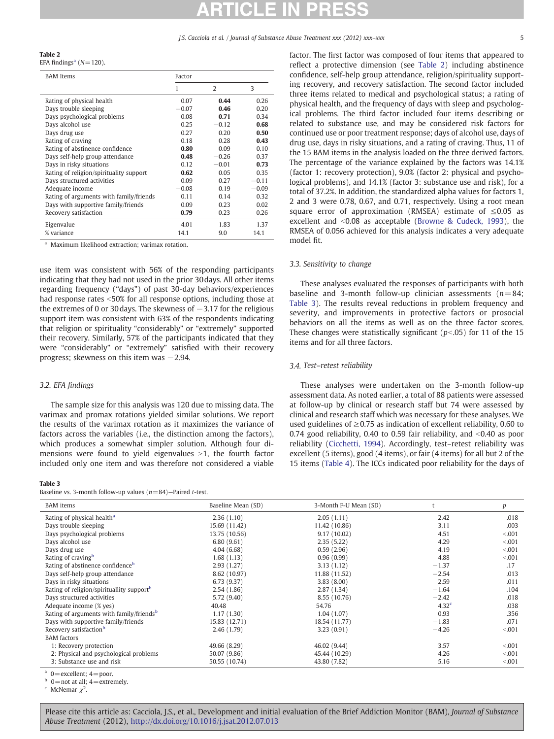**Table 2**
EFA findings[a] (N = 120).

| BAM Items | Factor | | |
|---|---|---|---|
| | 1 | 2 | 3 |
| Rating of physical health | 0.07 | **0.44** | 0.26 |
| Days trouble sleeping | −0.07 | **0.46** | 0.20 |
| Days psychological problems | 0.08 | **0.71** | 0.34 |
| Days alcohol use | 0.25 | −0.12 | **0.68** |
| Days drug use | 0.27 | 0.20 | **0.50** |
| Rating of craving | 0.18 | 0.28 | **0.43** |
| Rating of abstinence confidence | **0.80** | 0.09 | 0.10 |
| Days self-help group attendance | **0.48** | −0.26 | 0.37 |
| Days in risky situations | 0.12 | −0.01 | **0.73** |
| Rating of religion/spirituality support | **0.62** | 0.05 | 0.35 |
| Days structured activities | 0.09 | 0.27 | −0.11 |
| Adequate income | −0.08 | 0.19 | −0.09 |
| Rating of arguments with family/friends | 0.11 | 0.14 | 0.32 |
| Days with supportive family/friends | 0.09 | 0.23 | 0.02 |
| Recovery satisfaction | **0.79** | 0.23 | 0.26 |
| Eigenvalue | 4.01 | 1.83 | 1.37 |
| % variance | 14.1 | 9.0 | 14.1 |

[a] Maximum likelihood extraction; varimax rotation.

use item was consistent with 56% of the responding participants indicating that they had not used in the prior 30 days. All other items regarding frequency ("days") of past 30-day behaviors/experiences had response rates <50% for all response options, including those at the extremes of 0 or 30 days. The skewness of −3.17 for the religious support item was consistent with 63% of the respondents indicating that religion or spirituality "considerably" or "extremely" supported their recovery. Similarly, 57% of the participants indicated that they were "considerably" or "extremely" satisfied with their recovery progress; skewness on this item was −2.94.

### 3.2. EFA findings

The sample size for this analysis was 120 due to missing data. The varimax and promax rotations yielded similar solutions. We report the results of the varimax rotation as it maximizes the variance of factors across the variables (i.e., the distinction among the factors), which produces a somewhat simpler solution. Although four dimensions were found to yield eigenvalues >1, the fourth factor included only one item and was therefore not considered a viable factor. The first factor was composed of four items that appeared to reflect a protective dimension (see Table 2) including abstinence confidence, self-help group attendance, religion/spirituality supporting recovery, and recovery satisfaction. The second factor included three items related to medical and psychological status; a rating of physical health, and the frequency of days with sleep and psychological problems. The third factor included four items describing or related to substance use, and may be considered risk factors for continued use or poor treatment response; days of alcohol use, days of drug use, days in risky situations, and a rating of craving. Thus, 11 of the 15 BAM items in the analysis loaded on the three derived factors. The percentage of the variance explained by the factors was 14.1% (factor 1: recovery protection), 9.0% (factor 2: physical and psychological problems), and 14.1% (factor 3: substance use and risk), for a total of 37.2%. In addition, the standardized alpha values for factors 1, 2 and 3 were 0.78, 0.67, and 0.71, respectively. Using a root mean square error of approximation (RMSEA) estimate of ≤0.05 as excellent and <0.08 as acceptable (Browne & Cudeck, 1993), the RMSEA of 0.056 achieved for this analysis indicates a very adequate model fit.

### 3.3. Sensitivity to change

These analyses evaluated the responses of participants with both baseline and 3-month follow-up clinician assessments (n = 84; Table 3). The results reveal reductions in problem frequency and severity, and improvements in protective factors or prosocial behaviors on all the items as well as on the three factor scores. These changes were statistically significant ($p < .05$) for 11 of the 15 items and for all three factors.

### 3.4. Test–retest reliability

These analyses were undertaken on the 3-month follow-up assessment data. As noted earlier, a total of 88 patients were assessed at follow-up by clinical or research staff but 74 were assessed by clinical and research staff which was necessary for these analyses. We used guidelines of ≥0.75 as indication of excellent reliability, 0.60 to 0.74 good reliability, 0.40 to 0.59 fair reliability, and <0.40 as poor reliability (Cicchetti, 1994). Accordingly, test–retest reliability was excellent (5 items), good (4 items), or fair (4 items) for all but 2 of the 15 items (Table 4). The ICCs indicated poor reliability for the days of

**Table 3**
Baseline vs. 3-month follow-up values (n = 84)—Paired t-test.

| BAM items | Baseline Mean (SD) | 3-Month F-U Mean (SD) | t | p |
|---|---|---|---|---|
| Rating of physical health[a] | 2.36 (1.10) | 2.05 (1.11) | 2.42 | .018 |
| Days trouble sleeping | 15.69 (11.42) | 11.42 (10.86) | 3.11 | .003 |
| Days psychological problems | 13.75 (10.56) | 9.17 (10.02) | 4.51 | <.001 |
| Days alcohol use | 6.80 (9.61) | 2.35 (5.22) | 4.29 | <.001 |
| Days drug use | 4.04 (6.68) | 0.59 (2.96) | 4.19 | <.001 |
| Rating of craving[b] | 1.68 (1.13) | 0.96 (0.99) | 4.88 | <.001 |
| Rating of abstinence confidence[b] | 2.93 (1.27) | 3.13 (1.12) | −1.37 | .17 |
| Days self-help group attendance | 8.62 (10.97) | 11.88 (11.52) | −2.54 | .013 |
| Days in risky situations | 6.73 (9.37) | 3.83 (8.00) | 2.59 | .011 |
| Rating of religion/spirituallity support[b] | 2.54 (1.86) | 2.87 (1.34) | −1.64 | .104 |
| Days structured activities | 5.72 (9.40) | 8.55 (10.76) | −2.42 | .018 |
| Adequate income (% yes) | 40.48 | 54.76 | 4.32[c] | .038 |
| Rating of arguments with family/friends[b] | 1.17 (1.30) | 1.04 (1.07) | 0.93 | .356 |
| Days with supportive family/friends | 15.83 (12.71) | 18.54 (11.77) | −1.83 | .071 |
| Recovery satisfaction[b] | 2.46 (1.79) | 3.23 (0.91) | −4.26 | <.001 |
| BAM factors | | | | |
| 1: Recovery protection | 49.66 (8.29) | 46.02 (9.44) | 3.57 | <.001 |
| 2: Physical and psychological problems | 50.07 (9.86) | 45.44 (10.29) | 4.26 | <.001 |
| 3: Substance use and risk | 50.55 (10.74) | 43.80 (7.82) | 5.16 | <.001 |

[a] 0 = excellent; 4 = poor.
[b] 0 = not at all; 4 = extremely.
[c] McNemar $\chi^2$.

Please cite this article as: Cacciola, J.S., et al., Development and initial evaluation of the Brief Addiction Monitor (BAM), *Journal of Substance Abuse Treatment* (2012), http://dx.doi.org/10.1016/j.jsat.2012.07.013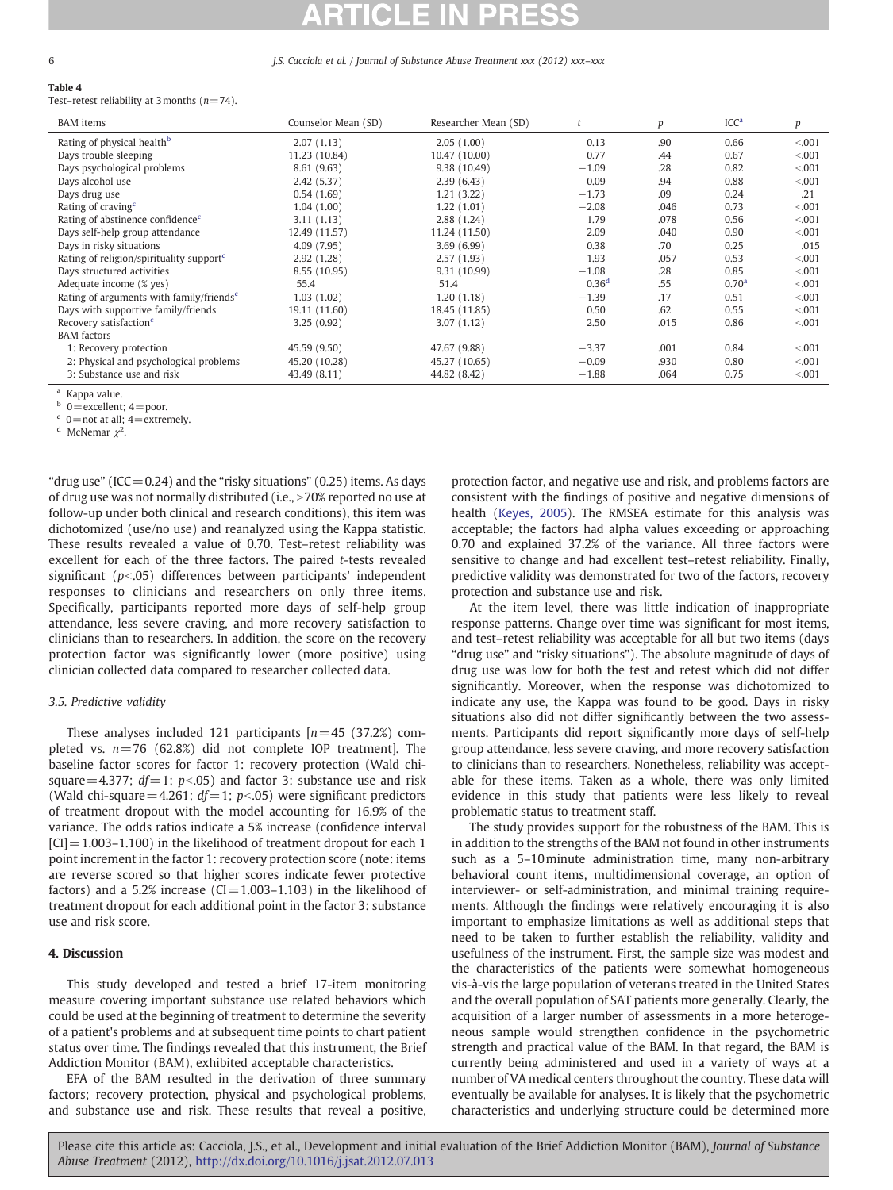**Table 4**
Test–retest reliability at 3 months ($n = 74$).

| BAM items | Counselor Mean (SD) | Researcher Mean (SD) | $t$ | $p$ | ICC[a] | $p$ |
|---|---|---|---|---|---|---|
| Rating of physical health[b] | 2.07 (1.13) | 2.05 (1.00) | 0.13 | .90 | 0.66 | <.001 |
| Days trouble sleeping | 11.23 (10.84) | 10.47 (10.00) | 0.77 | .44 | 0.67 | <.001 |
| Days psychological problems | 8.61 (9.63) | 9.38 (10.49) | −1.09 | .28 | 0.82 | <.001 |
| Days alcohol use | 2.42 (5.37) | 2.39 (6.43) | 0.09 | .94 | 0.88 | <.001 |
| Days drug use | 0.54 (1.69) | 1.21 (3.22) | −1.73 | .09 | 0.24 | .21 |
| Rating of craving[c] | 1.04 (1.00) | 1.22 (1.01) | −2.08 | .046 | 0.73 | <.001 |
| Rating of abstinence confidence[c] | 3.11 (1.13) | 2.88 (1.24) | 1.79 | .078 | 0.56 | <.001 |
| Days self-help group attendance | 12.49 (11.57) | 11.24 (11.50) | 2.09 | .040 | 0.90 | <.001 |
| Days in risky situations | 4.09 (7.95) | 3.69 (6.99) | 0.38 | .70 | 0.25 | .015 |
| Rating of religion/spirituality support[c] | 2.92 (1.28) | 2.57 (1.93) | 1.93 | .057 | 0.53 | <.001 |
| Days structured activities | 8.55 (10.95) | 9.31 (10.99) | −1.08 | .28 | 0.85 | <.001 |
| Adequate income (% yes) | 55.4 | 51.4 | 0.36[d] | .55 | 0.70[a] | <.001 |
| Rating of arguments with family/friends[c] | 1.03 (1.02) | 1.20 (1.18) | −1.39 | .17 | 0.51 | <.001 |
| Days with supportive family/friends | 19.11 (11.60) | 18.45 (11.85) | 0.50 | .62 | 0.55 | <.001 |
| Recovery satisfaction[c] | 3.25 (0.92) | 3.07 (1.12) | 2.50 | .015 | 0.86 | <.001 |
| BAM factors | | | | | | |
| 1: Recovery protection | 45.59 (9.50) | 47.67 (9.88) | −3.37 | .001 | 0.84 | <.001 |
| 2: Physical and psychological problems | 45.20 (10.28) | 45.27 (10.65) | −0.09 | .930 | 0.80 | <.001 |
| 3: Substance use and risk | 43.49 (8.11) | 44.82 (8.42) | −1.88 | .064 | 0.75 | <.001 |

[a] Kappa value.
[b] 0 = excellent; 4 = poor.
[c] 0 = not at all; 4 = extremely.
[d] McNemar $\chi^2$.

"drug use" (ICC = 0.24) and the "risky situations" (0.25) items. As days of drug use was not normally distributed (i.e., >70% reported no use at follow-up under both clinical and research conditions), this item was dichotomized (use/no use) and reanalyzed using the Kappa statistic. These results revealed a value of 0.70. Test–retest reliability was excellent for each of the three factors. The paired $t$-tests revealed significant ($p < .05$) differences between participants' independent responses to clinicians and researchers on only three items. Specifically, participants reported more days of self-help group attendance, less severe craving, and more recovery satisfaction to clinicians than to researchers. In addition, the score on the recovery protection factor was significantly lower (more positive) using clinician collected data compared to researcher collected data.

### 3.5. Predictive validity

These analyses included 121 participants [$n = 45$ (37.2%) completed vs. $n = 76$ (62.8%) did not complete IOP treatment]. The baseline factor scores for factor 1: recovery protection (Wald chi-square = 4.377; $df = 1$; $p < .05$) and factor 3: substance use and risk (Wald chi-square = 4.261; $df = 1$; $p < .05$) were significant predictors of treatment dropout with the model accounting for 16.9% of the variance. The odds ratios indicate a 5% increase (confidence interval [CI] = 1.003–1.100) in the likelihood of treatment dropout for each 1 point increment in the factor 1: recovery protection score (note: items are reverse scored so that higher scores indicate fewer protective factors) and a 5.2% increase (CI = 1.003–1.103) in the likelihood of treatment dropout for each additional point in the factor 3: substance use and risk score.

## 4. Discussion

This study developed and tested a brief 17-item monitoring measure covering important substance use related behaviors which could be used at the beginning of treatment to determine the severity of a patient's problems and at subsequent time points to chart patient status over time. The findings revealed that this instrument, the Brief Addiction Monitor (BAM), exhibited acceptable characteristics.

EFA of the BAM resulted in the derivation of three summary factors; recovery protection, physical and psychological problems, and substance use and risk. These results that reveal a positive, protection factor, and negative use and risk, and problems factors are consistent with the findings of positive and negative dimensions of health (Keyes, 2005). The RMSEA estimate for this analysis was acceptable; the factors had alpha values exceeding or approaching 0.70 and explained 37.2% of the variance. All three factors were sensitive to change and had excellent test–retest reliability. Finally, predictive validity was demonstrated for two of the factors, recovery protection and substance use and risk.

At the item level, there was little indication of inappropriate response patterns. Change over time was significant for most items, and test–retest reliability was acceptable for all but two items (days "drug use" and "risky situations"). The absolute magnitude of days of drug use was low for both the test and retest which did not differ significantly. Moreover, when the response was dichotomized to indicate any use, the Kappa was found to be good. Days in risky situations also did not differ significantly between the two assessments. Participants did report significantly more days of self-help group attendance, less severe craving, and more recovery satisfaction to clinicians than to researchers. Nonetheless, reliability was acceptable for these items. Taken as a whole, there was only limited evidence in this study that patients were less likely to reveal problematic status to treatment staff.

The study provides support for the robustness of the BAM. This is in addition to the strengths of the BAM not found in other instruments such as a 5–10 minute administration time, many non-arbitrary behavioral count items, multidimensional coverage, an option of interviewer- or self-administration, and minimal training requirements. Although the findings were relatively encouraging it is also important to emphasize limitations as well as additional steps that need to be taken to further establish the reliability, validity and usefulness of the instrument. First, the sample size was modest and the characteristics of the patients were somewhat homogeneous vis-à-vis the large population of veterans treated in the United States and the overall population of SAT patients more generally. Clearly, the acquisition of a larger number of assessments in a more heterogeneous sample would strengthen confidence in the psychometric strength and practical value of the BAM. In that regard, the BAM is currently being administered and used in a variety of ways at a number of VA medical centers throughout the country. These data will eventually be available for analyses. It is likely that the psychometric characteristics and underlying structure could be determined more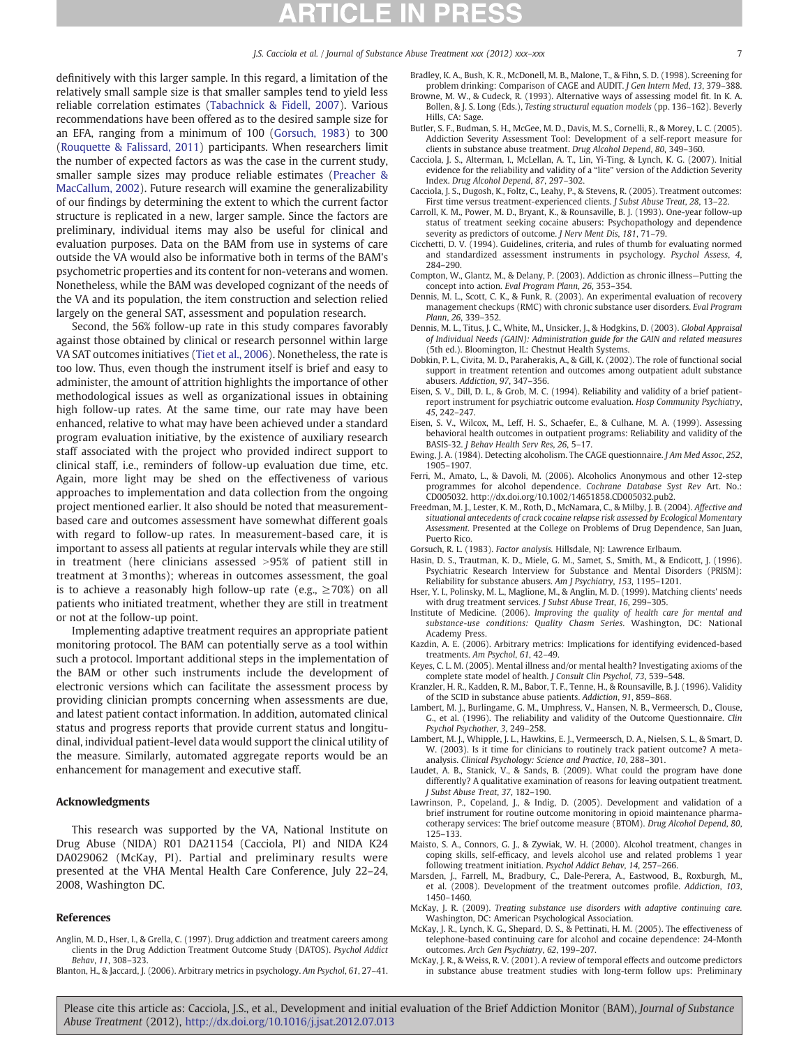definitively with this larger sample. In this regard, a limitation of the relatively small sample size is that smaller samples tend to yield less reliable correlation estimates (Tabachnick & Fidell, 2007). Various recommendations have been offered as to the desired sample size for an EFA, ranging from a minimum of 100 (Gorsuch, 1983) to 300 (Rouquette & Falissard, 2011) participants. When researchers limit the number of expected factors as was the case in the current study, smaller sample sizes may produce reliable estimates (Preacher & MacCallum, 2002). Future research will examine the generalizability of our findings by determining the extent to which the current factor structure is replicated in a new, larger sample. Since the factors are preliminary, individual items may also be useful for clinical and evaluation purposes. Data on the BAM from use in systems of care outside the VA would also be informative both in terms of the BAM's psychometric properties and its content for non-veterans and women. Nonetheless, while the BAM was developed cognizant of the needs of the VA and its population, the item construction and selection relied largely on the general SAT, assessment and population research.

Second, the 56% follow-up rate in this study compares favorably against those obtained by clinical or research personnel within large VA SAT outcomes initiatives (Tiet et al., 2006). Nonetheless, the rate is too low. Thus, even though the instrument itself is brief and easy to administer, the amount of attrition highlights the importance of other methodological issues as well as organizational issues in obtaining high follow-up rates. At the same time, our rate may have been enhanced, relative to what may have been achieved under a standard program evaluation initiative, by the existence of auxiliary research staff associated with the project who provided indirect support to clinical staff, i.e., reminders of follow-up evaluation due time, etc. Again, more light may be shed on the effectiveness of various approaches to implementation and data collection from the ongoing project mentioned earlier. It also should be noted that measurement-based care and outcomes assessment have somewhat different goals with regard to follow-up rates. In measurement-based care, it is important to assess all patients at regular intervals while they are still in treatment (here clinicians assessed >95% of patient still in treatment at 3 months); whereas in outcomes assessment, the goal is to achieve a reasonably high follow-up rate (e.g., ≥70%) on all patients who initiated treatment, whether they are still in treatment or not at the follow-up point.

Implementing adaptive treatment requires an appropriate patient monitoring protocol. The BAM can potentially serve as a tool within such a protocol. Important additional steps in the implementation of the BAM or other such instruments include the development of electronic versions which can facilitate the assessment process by providing clinician prompts concerning when assessments are due, and latest patient contact information. In addition, automated clinical status and progress reports that provide current status and longitudinal, individual patient-level data would support the clinical utility of the measure. Similarly, automated aggregate reports would be an enhancement for management and executive staff.

## Acknowledgments

This research was supported by the VA, National Institute on Drug Abuse (NIDA) R01 DA21154 (Cacciola, PI) and NIDA K24 DA029062 (McKay, PI). Partial and preliminary results were presented at the VHA Mental Health Care Conference, July 22–24, 2008, Washington DC.

## References

Anglin, M. D., Hser, I., & Grella, C. (1997). Drug addiction and treatment careers among clients in the Drug Addiction Treatment Outcome Study (DATOS). *Psychol Addict Behav*, *11*, 308–323.

Blanton, H., & Jaccard, J. (2006). Arbitrary metrics in psychology. *Am Psychol*, *61*, 27–41.

Bradley, K. A., Bush, K. R., McDonell, M. B., Malone, T., & Fihn, S. D. (1998). Screening for problem drinking: Comparison of CAGE and AUDIT. *J Gen Intern Med*, *13*, 379–388.

Browne, M. W., & Cudeck, R. (1993). Alternative ways of assessing model fit. In K. A. Bollen, & J. S. Long (Eds.), *Testing structural equation models* (pp. 136–162). Beverly Hills, CA: Sage.

Butler, S. F., Budman, S. H., McGee, M. D., Davis, M. S., Cornelli, R., & Morey, L. C. (2005). Addiction Severity Assessment Tool: Development of a self-report measure for clients in substance abuse treatment. *Drug Alcohol Depend*, *80*, 349–360.

Cacciola, J. S., Alterman, I., McLellan, A. T., Lin, Yi-Ting, & Lynch, K. G. (2007). Initial evidence for the reliability and validity of a "lite" version of the Addiction Severity Index. *Drug Alcohol Depend*, *87*, 297–302.

Cacciola, J. S., Dugosh, K., Foltz, C., Leahy, P., & Stevens, R. (2005). Treatment outcomes: First time versus treatment-experienced clients. *J Subst Abuse Treat*, *28*, 13–22.

Carroll, K. M., Power, M. D., Bryant, K., & Rounsaville, B. J. (1993). One-year follow-up status of treatment seeking cocaine abusers: Psychopathology and dependence severity as predictors of outcome. *J Nerv Ment Dis*, *181*, 71–79.

Cicchetti, D. V. (1994). Guidelines, criteria, and rules of thumb for evaluating normed and standardized assessment instruments in psychology. *Psychol Assess*, *4*, 284–290.

Compton, W., Glantz, M., & Delany, P. (2003). Addiction as chronic illness—Putting the concept into action. *Eval Program Plann*, *26*, 353–354.

Dennis, M. L., Scott, C. K., & Funk, R. (2003). An experimental evaluation of recovery management checkups (RMC) with chronic substance user disorders. *Eval Program Plann*, *26*, 339–352.

Dennis, M. L., Titus, J. C., White, M., Unsicker, J., & Hodgkins, D. (2003). *Global Appraisal of Individual Needs (GAIN): Administration guide for the GAIN and related measures* (5th ed.). Bloomington, IL: Chestnut Health Systems.

Dobkin, P. L., Civita, M. D., Paraherakis, A., & Gill, K. (2002). The role of functional social support in treatment retention and outcomes among outpatient adult substance abusers. *Addiction*, *97*, 347–356.

Eisen, S. V., Dill, D. L., & Grob, M. C. (1994). Reliability and validity of a brief patient-report instrument for psychiatric outcome evaluation. *Hosp Community Psychiatry*, *45*, 242–247.

Eisen, S. V., Wilcox, M., Leff, H. S., Schaefer, E., & Culhane, M. A. (1999). Assessing behavioral health outcomes in outpatient programs: Reliability and validity of the BASIS-32. *J Behav Health Serv Res*, *26*, 5–17.

Ewing, J. A. (1984). Detecting alcoholism. The CAGE questionnaire. *J Am Med Assoc*, *252*, 1905–1907.

Ferri, M., Amato, L., & Davoli, M. (2006). Alcoholics Anonymous and other 12-step programmes for alcohol dependence. *Cochrane Database Syst Rev* Art. No.: CD005032. http://dx.doi.org/10.1002/14651858.CD005032.pub2.

Freedman, M. J., Lester, K. M., Roth, D., McNamara, C., & Milby, J. B. (2004). *Affective and situational antecedents of crack cocaine relapse risk assessed by Ecological Momentary Assessment*. Presented at the College on Problems of Drug Dependence, San Juan, Puerto Rico.

Gorsuch, R. L. (1983). *Factor analysis*. Hillsdale, NJ: Lawrence Erlbaum.

Hasin, D. S., Trautman, K. D., Miele, G. M., Samet, S., Smith, M., & Endicott, J. (1996). Psychiatric Research Interview for Substance and Mental Disorders (PRISM): Reliability for substance abusers. *Am J Psychiatry*, *153*, 1195–1201.

Hser, Y. I., Polinsky, M. L., Maglione, M., & Anglin, M. D. (1999). Matching clients' needs with drug treatment services. *J Subst Abuse Treat*, *16*, 299–305.

Institute of Medicine. (2006). *Improving the quality of health care for mental and substance-use conditions: Quality Chasm Series*. Washington, DC: National Academy Press.

Kazdin, A. E. (2006). Arbitrary metrics: Implications for identifying evidenced-based treatments. *Am Psychol*, *61*, 42–49.

Keyes, C. L. M. (2005). Mental illness and/or mental health? Investigating axioms of the complete state model of health. *J Consult Clin Psychol*, *73*, 539–548.

Kranzler, H. R., Kadden, R. M., Babor, T. F., Tenne, H., & Rounsaville, B. J. (1996). Validity of the SCID in substance abuse patients. *Addiction*, *91*, 859–868.

Lambert, M. J., Burlingame, G. M., Umphress, V., Hansen, N. B., Vermeersch, D., Clouse, G., et al. (1996). The reliability and validity of the Outcome Questionnaire. *Clin Psychol Psychother*, *3*, 249–258.

Lambert, M. J., Whipple, J. L., Hawkins, E. J., Vermeersch, D. A., Nielsen, S. L., & Smart, D. W. (2003). Is it time for clinicians to routinely track patient outcome? A meta-analysis. *Clinical Psychology: Science and Practice*, *10*, 288–301.

Laudet, A. B., Stanick, V., & Sands, B. (2009). What could the program have done differently? A qualitative examination of reasons for leaving outpatient treatment. *J Subst Abuse Treat*, *37*, 182–190.

Lawrinson, P., Copeland, J., & Indig, D. (2005). Development and validation of a brief instrument for routine outcome monitoring in opioid maintenance pharmacotherapy services: The brief outcome measure (BTOM). *Drug Alcohol Depend*, *80*, 125–133.

Maisto, S. A., Connors, G. J., & Zywiak, W. H. (2000). Alcohol treatment, changes in coping skills, self-efficacy, and levels alcohol use and related problems 1 year following treatment initiation. *Psychol Addict Behav*, *14*, 257–266.

Marsden, J., Farrell, M., Bradbury, C., Dale-Perera, A., Eastwood, B., Roxburgh, M., et al. (2008). Development of the treatment outcomes profile. *Addiction*, *103*, 1450–1460.

McKay, J. R. (2009). *Treating substance use disorders with adaptive continuing care*. Washington, DC: American Psychological Association.

McKay, J. R., Lynch, K. G., Shepard, D. S., & Pettinati, H. M. (2005). The effectiveness of telephone-based continuing care for alcohol and cocaine dependence: 24-Month outcomes. *Arch Gen Psychiatry*, *62*, 199–207.

McKay, J. R., & Weiss, R. V. (2001). A review of temporal effects and outcome predictors in substance abuse treatment studies with long-term follow ups: Preliminary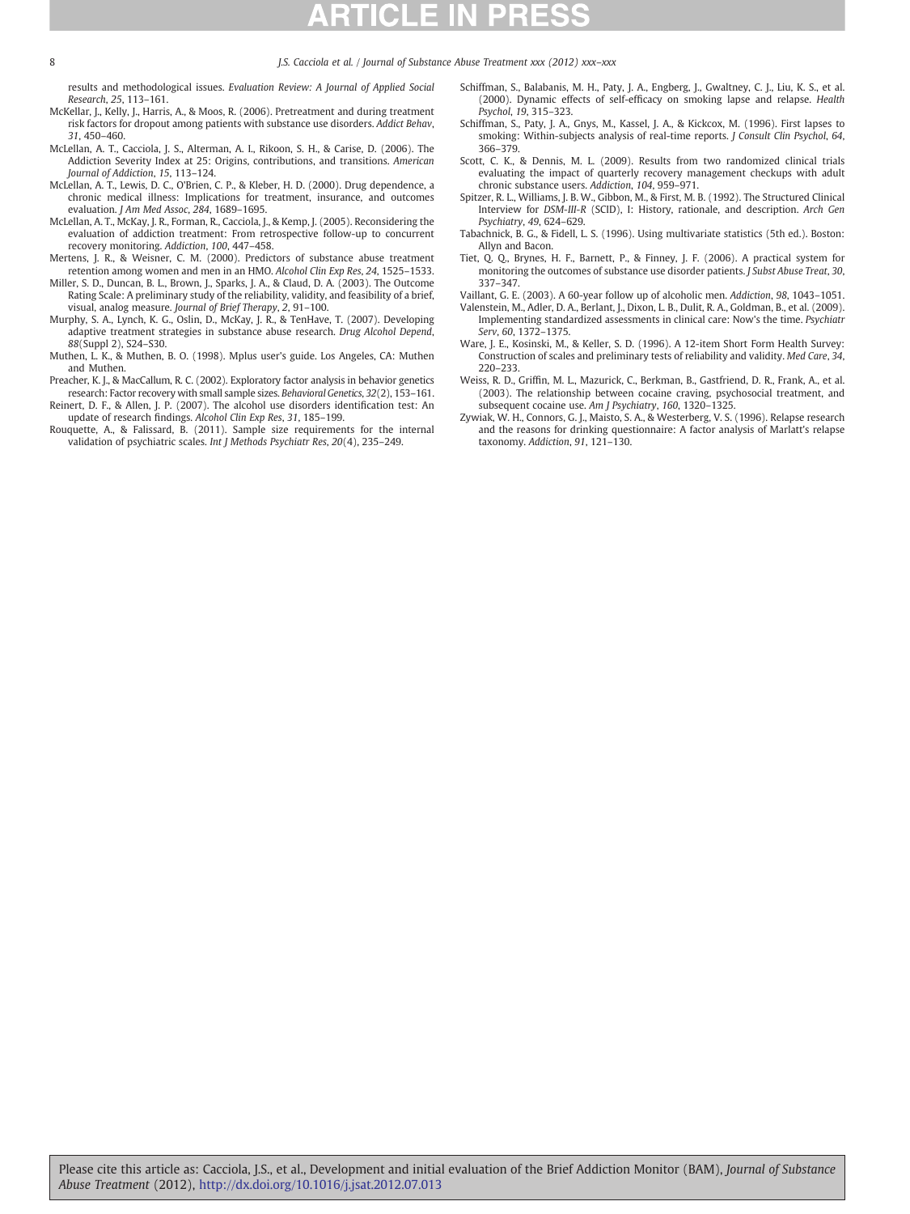results and methodological issues. *Evaluation Review: A Journal of Applied Social Research*, *25*, 113–161.

McKellar, J., Kelly, J., Harris, A., & Moos, R. (2006). Pretreatment and during treatment risk factors for dropout among patients with substance use disorders. *Addict Behav*, *31*, 450–460.

McLellan, A. T., Cacciola, J. S., Alterman, A. I., Rikoon, S. H., & Carise, D. (2006). The Addiction Severity Index at 25: Origins, contributions, and transitions. *American Journal of Addiction*, *15*, 113–124.

McLellan, A. T., Lewis, D. C., O'Brien, C. P., & Kleber, H. D. (2000). Drug dependence, a chronic medical illness: Implications for treatment, insurance, and outcomes evaluation. *J Am Med Assoc*, *284*, 1689–1695.

McLellan, A. T., McKay, J. R., Forman, R., Cacciola, J., & Kemp, J. (2005). Reconsidering the evaluation of addiction treatment: From retrospective follow-up to concurrent recovery monitoring. *Addiction*, *100*, 447–458.

Mertens, J. R., & Weisner, C. M. (2000). Predictors of substance abuse treatment retention among women and men in an HMO. *Alcohol Clin Exp Res*, *24*, 1525–1533.

Miller, S. D., Duncan, B. L., Brown, J., Sparks, J. A., & Claud, D. A. (2003). The Outcome Rating Scale: A preliminary study of the reliability, validity, and feasibility of a brief, visual, analog measure. *Journal of Brief Therapy*, *2*, 91–100.

Murphy, S. A., Lynch, K. G., Oslin, D., McKay, J. R., & TenHave, T. (2007). Developing adaptive treatment strategies in substance abuse research. *Drug Alcohol Depend*, *88*(Suppl 2), S24–S30.

Muthen, L. K., & Muthen, B. O. (1998). Mplus user's guide. Los Angeles, CA: Muthen and Muthen.

Preacher, K. J., & MacCallum, R. C. (2002). Exploratory factor analysis in behavior genetics research: Factor recovery with small sample sizes. *Behavioral Genetics*, *32*(2), 153–161.

Reinert, D. F., & Allen, J. P. (2007). The alcohol use disorders identification test: An update of research findings. *Alcohol Clin Exp Res*, *31*, 185–199.

Rouquette, A., & Falissard, B. (2011). Sample size requirements for the internal validation of psychiatric scales. *Int J Methods Psychiatr Res*, *20*(4), 235–249.

Schiffman, S., Balabanis, M. H., Paty, J. A., Engberg, J., Gwaltney, C. J., Liu, K. S., et al. (2000). Dynamic effects of self-efficacy on smoking lapse and relapse. *Health Psychol*, *19*, 315–323.

Schiffman, S., Paty, J. A., Gnys, M., Kassel, J. A., & Kickcox, M. (1996). First lapses to smoking: Within-subjects analysis of real-time reports. *J Consult Clin Psychol*, *64*, 366–379.

Scott, C. K., & Dennis, M. L. (2009). Results from two randomized clinical trials evaluating the impact of quarterly recovery management checkups with adult chronic substance users. *Addiction*, *104*, 959–971.

Spitzer, R. L., Williams, J. B. W., Gibbon, M., & First, M. B. (1992). The Structured Clinical Interview for *DSM-III-R* (SCID), I: History, rationale, and description. *Arch Gen Psychiatry*, *49*, 624–629.

Tabachnick, B. G., & Fidell, L. S. (1996). Using multivariate statistics (5th ed.). Boston: Allyn and Bacon.

Tiet, Q. Q., Brynes, H. F., Barnett, P., & Finney, J. F. (2006). A practical system for monitoring the outcomes of substance use disorder patients. *J Subst Abuse Treat*, *30*, 337–347.

Vaillant, G. E. (2003). A 60-year follow up of alcoholic men. *Addiction*, *98*, 1043–1051.

Valenstein, M., Adler, D. A., Berlant, J., Dixon, L. B., Dulit, R. A., Goldman, B., et al. (2009). Implementing standardized assessments in clinical care: Now's the time. *Psychiatr Serv*, *60*, 1372–1375.

Ware, J. E., Kosinski, M., & Keller, S. D. (1996). A 12-item Short Form Health Survey: Construction of scales and preliminary tests of reliability and validity. *Med Care*, *34*, 220–233.

Weiss, R. D., Griffin, M. L., Mazurick, C., Berkman, B., Gastfriend, D. R., Frank, A., et al. (2003). The relationship between cocaine craving, psychosocial treatment, and subsequent cocaine use. *Am J Psychiatry*, *160*, 1320–1325.

Zywiak, W. H., Connors, G. J., Maisto, S. A., & Westerberg, V. S. (1996). Relapse research and the reasons for drinking questionnaire: A factor analysis of Marlatt's relapse taxonomy. *Addiction*, *91*, 121–130.